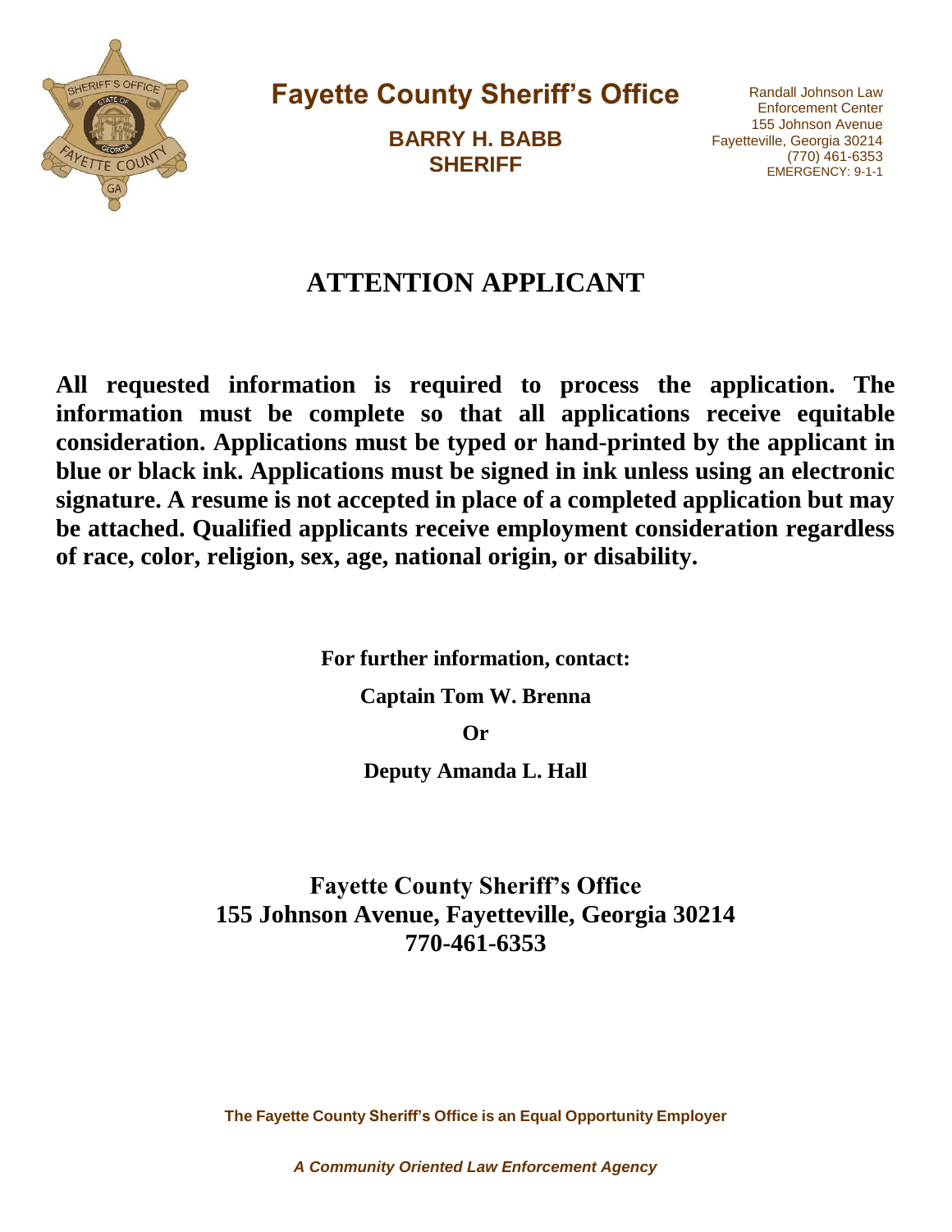# Fayette County Sheriff's Office

**BARRY H. BABB**
**SHERIFF**

Randall Johnson Law Enforcement Center
155 Johnson Avenue
Fayetteville, Georgia 30214
(770) 461-6353
EMERGENCY: 9-1-1

## ATTENTION APPLICANT

**All requested information is required to process the application. The information must be complete so that all applications receive equitable consideration. Applications must be typed or hand-printed by the applicant in blue or black ink. Applications must be signed in ink unless using an electronic signature. A resume is not accepted in place of a completed application but may be attached. Qualified applicants receive employment consideration regardless of race, color, religion, sex, age, national origin, or disability.**

**For further information, contact:**

**Captain Tom W. Brenna**

**Or**

**Deputy Amanda L. Hall**

**Fayette County Sheriff's Office**
**155 Johnson Avenue, Fayetteville, Georgia 30214**
**770-461-6353**

**The Fayette County Sheriff's Office is an Equal Opportunity Employer**

***A Community Oriented Law Enforcement Agency***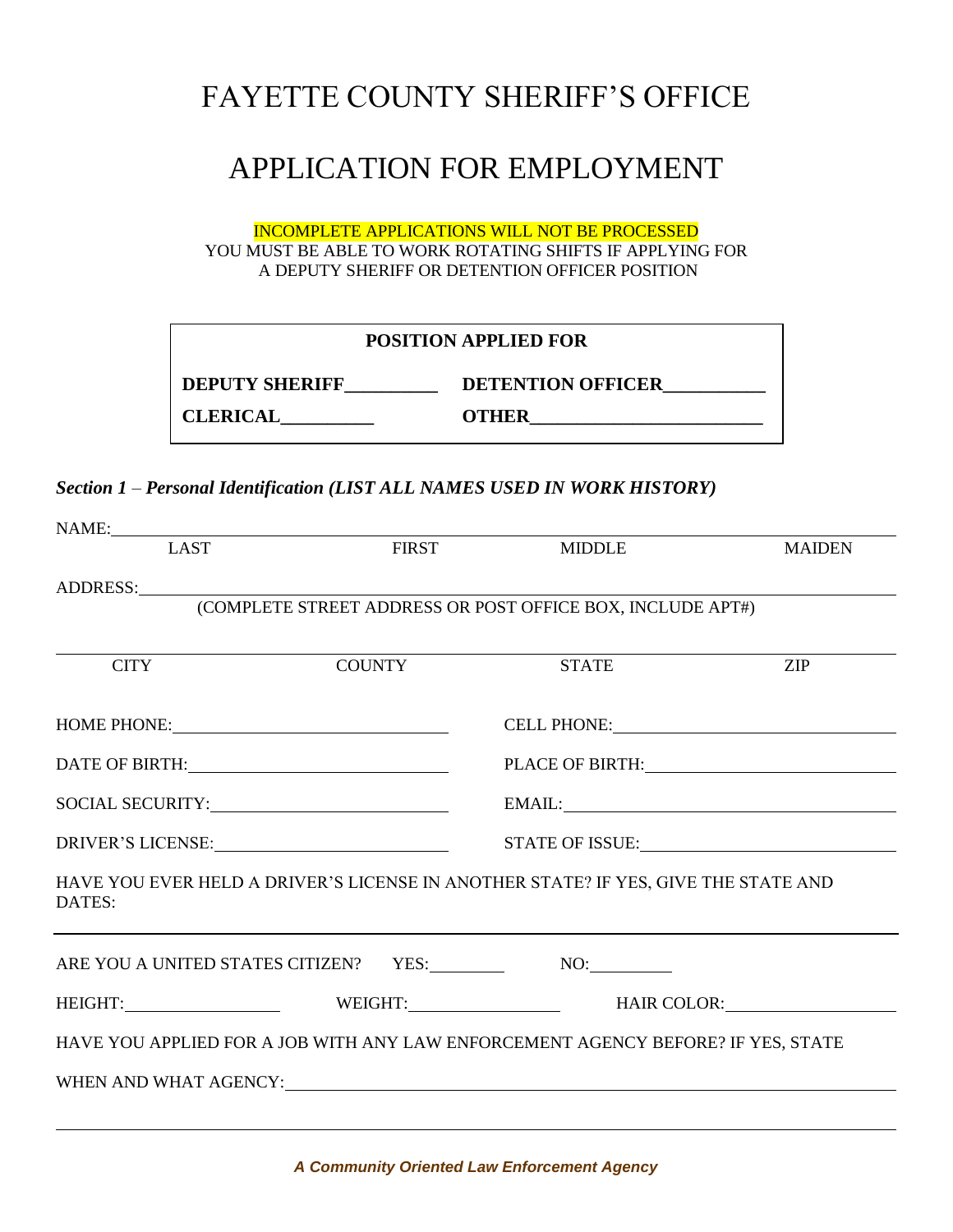# FAYETTE COUNTY SHERIFF'S OFFICE

# APPLICATION FOR EMPLOYMENT

INCOMPLETE APPLICATIONS WILL NOT BE PROCESSED
YOU MUST BE ABLE TO WORK ROTATING SHIFTS IF APPLYING FOR A DEPUTY SHERIFF OR DETENTION OFFICER POSITION

**POSITION APPLIED FOR**

**DEPUTY SHERIFF__________** **DETENTION OFFICER___________**

**CLERICAL__________** **OTHER_________________________**

***Section 1** – **Personal Identification (LIST ALL NAMES USED IN WORK HISTORY)***

NAME: ______________________________________________________________________

LAST FIRST MIDDLE MAIDEN

ADDRESS: ____________________________________________________________________

(COMPLETE STREET ADDRESS OR POST OFFICE BOX, INCLUDE APT#)

______________________________________________________________________________

CITY COUNTY STATE ZIP

HOME PHONE: ______________________ CELL PHONE: ______________________

DATE OF BIRTH: ______________________ PLACE OF BIRTH: ______________________

SOCIAL SECURITY: ______________________ EMAIL: ______________________

DRIVER'S LICENSE: ______________________ STATE OF ISSUE: ______________________

HAVE YOU EVER HELD A DRIVER'S LICENSE IN ANOTHER STATE? IF YES, GIVE THE STATE AND DATES:

______________________________________________________________________________

ARE YOU A UNITED STATES CITIZEN? YES: ________ NO: ________

HEIGHT: ______________ WEIGHT: ______________ HAIR COLOR: ______________

HAVE YOU APPLIED FOR A JOB WITH ANY LAW ENFORCEMENT AGENCY BEFORE? IF YES, STATE

WHEN AND WHAT AGENCY: ______________________________________________________

______________________________________________________________________________

***A Community Oriented Law Enforcement Agency***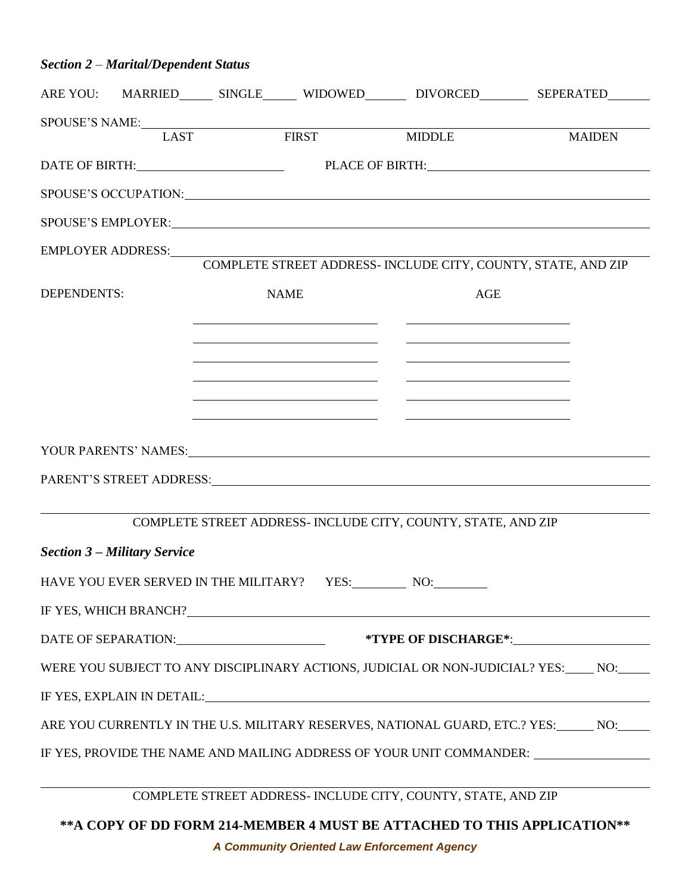***Section 2 – Marital/Dependent Status***

ARE YOU: MARRIED\_\_\_\_\_ SINGLE\_\_\_\_\_ WIDOWED\_\_\_\_\_\_ DIVORCED\_\_\_\_\_\_\_ SEPERATED\_\_\_\_\_\_

SPOUSE'S NAME: \_\_\_\_\_\_\_\_\_\_\_\_\_\_\_\_\_\_\_\_\_\_\_\_\_\_\_\_\_\_\_\_\_\_\_\_\_\_\_\_\_\_\_\_\_\_\_\_\_\_\_\_\_\_\_\_\_\_\_\_\_\_\_\_\_\_\_\_\_\_\_\_

LAST FIRST MIDDLE MAIDEN

DATE OF BIRTH: \_\_\_\_\_\_\_\_\_\_\_\_\_\_\_\_\_\_\_\_\_\_ PLACE OF BIRTH: \_\_\_\_\_\_\_\_\_\_\_\_\_\_\_\_\_\_\_\_\_\_\_\_\_\_\_\_\_\_\_\_\_\_

SPOUSE'S OCCUPATION: \_\_\_\_\_\_\_\_\_\_\_\_\_\_\_\_\_\_\_\_\_\_\_\_\_\_\_\_\_\_\_\_\_\_\_\_\_\_\_\_\_\_\_\_\_\_\_\_\_\_\_\_\_\_\_\_\_\_\_\_\_\_\_

SPOUSE'S EMPLOYER: \_\_\_\_\_\_\_\_\_\_\_\_\_\_\_\_\_\_\_\_\_\_\_\_\_\_\_\_\_\_\_\_\_\_\_\_\_\_\_\_\_\_\_\_\_\_\_\_\_\_\_\_\_\_\_\_\_\_\_\_\_\_\_\_\_\_

EMPLOYER ADDRESS: \_\_\_\_\_\_\_\_\_\_\_\_\_\_\_\_\_\_\_\_\_\_\_\_\_\_\_\_\_\_\_\_\_\_\_\_\_\_\_\_\_\_\_\_\_\_\_\_\_\_\_\_\_\_\_\_\_\_\_\_\_\_\_\_\_

COMPLETE STREET ADDRESS- INCLUDE CITY, COUNTY, STATE, AND ZIP

| DEPENDENTS: | NAME | AGE |
|---|---|---|
| | | |
| | | |
| | | |
| | | |
| | | |
| | | |

YOUR PARENTS' NAMES: \_\_\_\_\_\_\_\_\_\_\_\_\_\_\_\_\_\_\_\_\_\_\_\_\_\_\_\_\_\_\_\_\_\_\_\_\_\_\_\_\_\_\_\_\_\_\_\_\_\_\_\_\_\_\_\_\_\_\_\_\_\_\_\_

PARENT'S STREET ADDRESS: \_\_\_\_\_\_\_\_\_\_\_\_\_\_\_\_\_\_\_\_\_\_\_\_\_\_\_\_\_\_\_\_\_\_\_\_\_\_\_\_\_\_\_\_\_\_\_\_\_\_\_\_\_\_\_\_\_\_\_\_

\_\_\_\_\_\_\_\_\_\_\_\_\_\_\_\_\_\_\_\_\_\_\_\_\_\_\_\_\_\_\_\_\_\_\_\_\_\_\_\_\_\_\_\_\_\_\_\_\_\_\_\_\_\_\_\_\_\_\_\_\_\_\_\_\_\_\_\_\_\_\_\_\_\_\_\_\_\_\_\_\_\_\_\_

COMPLETE STREET ADDRESS- INCLUDE CITY, COUNTY, STATE, AND ZIP

***Section 3 – Military Service***

HAVE YOU EVER SERVED IN THE MILITARY? YES:\_\_\_\_\_\_\_\_ NO:\_\_\_\_\_\_\_\_

IF YES, WHICH BRANCH? \_\_\_\_\_\_\_\_\_\_\_\_\_\_\_\_\_\_\_\_\_\_\_\_\_\_\_\_\_\_\_\_\_\_\_\_\_\_\_\_\_\_\_\_\_\_\_\_\_\_\_\_\_\_\_\_\_\_\_\_\_\_\_\_\_

DATE OF SEPARATION: \_\_\_\_\_\_\_\_\_\_\_\_\_\_\_\_\_\_\_\_\_\_ **\*TYPE OF DISCHARGE\***: \_\_\_\_\_\_\_\_\_\_\_\_\_\_\_\_\_\_\_\_\_\_

WERE YOU SUBJECT TO ANY DISCIPLINARY ACTIONS, JUDICIAL OR NON-JUDICIAL? YES:\_\_\_\_ NO:\_\_\_\_\_

IF YES, EXPLAIN IN DETAIL: \_\_\_\_\_\_\_\_\_\_\_\_\_\_\_\_\_\_\_\_\_\_\_\_\_\_\_\_\_\_\_\_\_\_\_\_\_\_\_\_\_\_\_\_\_\_\_\_\_\_\_\_\_\_\_\_\_\_\_\_\_\_

ARE YOU CURRENTLY IN THE U.S. MILITARY RESERVES, NATIONAL GUARD, ETC.? YES:\_\_\_\_\_\_ NO:\_\_\_\_\_

IF YES, PROVIDE THE NAME AND MAILING ADDRESS OF YOUR UNIT COMMANDER: \_\_\_\_\_\_\_\_\_\_\_\_\_\_\_\_\_\_

\_\_\_\_\_\_\_\_\_\_\_\_\_\_\_\_\_\_\_\_\_\_\_\_\_\_\_\_\_\_\_\_\_\_\_\_\_\_\_\_\_\_\_\_\_\_\_\_\_\_\_\_\_\_\_\_\_\_\_\_\_\_\_\_\_\_\_\_\_\_\_\_\_\_\_\_\_\_\_\_\_\_\_\_

COMPLETE STREET ADDRESS- INCLUDE CITY, COUNTY, STATE, AND ZIP

**\*\*A COPY OF DD FORM 214-MEMBER 4 MUST BE ATTACHED TO THIS APPLICATION\*\***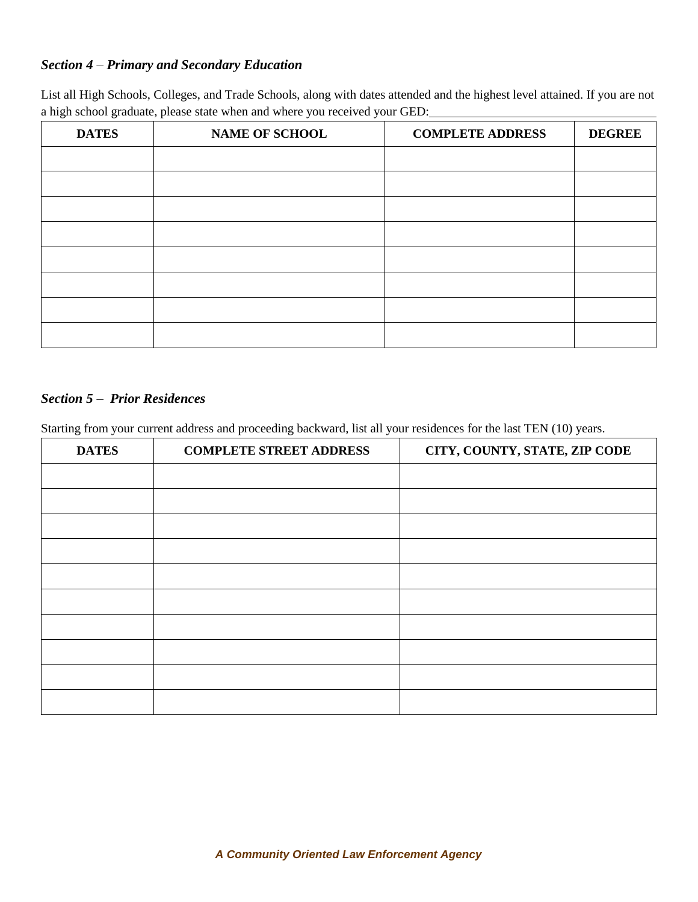### *Section 4 – Primary and Secondary Education*

List all High Schools, Colleges, and Trade Schools, along with dates attended and the highest level attained. If you are not a high school graduate, please state when and where you received your GED:\_\_\_\_\_\_\_\_\_\_\_\_\_\_\_\_\_\_\_\_\_\_\_\_\_\_\_\_\_\_\_\_\_\_\_

| DATES | NAME OF SCHOOL | COMPLETE ADDRESS | DEGREE |
|---|---|---|---|
| | | | |
| | | | |
| | | | |
| | | | |
| | | | |
| | | | |
| | | | |
| | | | |

### *Section 5 – Prior Residences*

Starting from your current address and proceeding backward, list all your residences for the last TEN (10) years.

| DATES | COMPLETE STREET ADDRESS | CITY, COUNTY, STATE, ZIP CODE |
|---|---|---|
| | | |
| | | |
| | | |
| | | |
| | | |
| | | |
| | | |
| | | |
| | | |
| | | |

*A Community Oriented Law Enforcement Agency*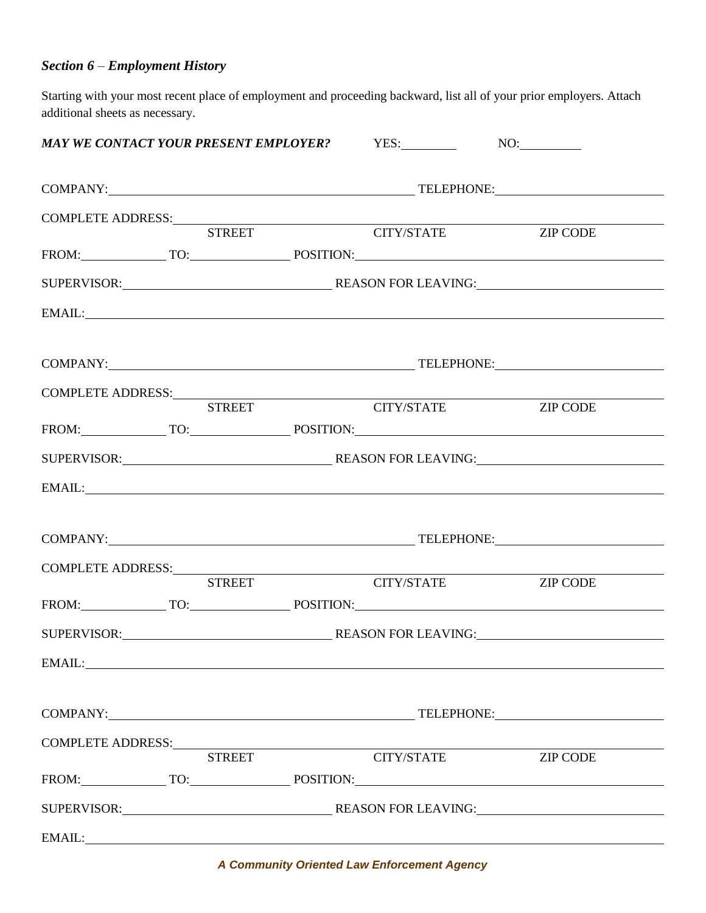### *Section 6 – Employment History*

Starting with your most recent place of employment and proceeding backward, list all of your prior employers. Attach additional sheets as necessary.

***MAY WE CONTACT YOUR PRESENT EMPLOYER?*** YES:\_\_\_\_\_\_\_\_\_ NO:\_\_\_\_\_\_\_\_\_

COMPANY:\_\_\_\_\_\_\_\_\_\_\_\_\_\_\_\_\_\_\_\_\_\_\_\_\_\_\_\_\_\_\_\_\_\_\_\_ TELEPHONE:\_\_\_\_\_\_\_\_\_\_\_\_\_\_\_\_\_\_\_\_

COMPLETE ADDRESS:\_\_\_\_\_\_\_\_\_\_\_\_\_\_\_\_\_\_\_\_\_\_\_\_\_\_\_\_\_\_\_\_\_\_\_\_\_\_\_\_\_\_\_\_\_\_\_\_\_\_\_\_\_\_\_\_
STREET CITY/STATE ZIP CODE

FROM:\_\_\_\_\_\_\_\_\_\_ TO:\_\_\_\_\_\_\_\_\_\_\_ POSITION:\_\_\_\_\_\_\_\_\_\_\_\_\_\_\_\_\_\_\_\_\_\_\_\_\_\_\_\_\_\_\_\_\_\_

SUPERVISOR:\_\_\_\_\_\_\_\_\_\_\_\_\_\_\_\_\_\_\_\_\_\_\_\_\_ REASON FOR LEAVING:\_\_\_\_\_\_\_\_\_\_\_\_\_\_\_\_\_\_\_\_\_\_

EMAIL:\_\_\_\_\_\_\_\_\_\_\_\_\_\_\_\_\_\_\_\_\_\_\_\_\_\_\_\_\_\_\_\_\_\_\_\_\_\_\_\_\_\_\_\_\_\_\_\_\_\_\_\_\_\_\_\_\_\_\_\_\_\_\_\_\_\_\_\_\_

COMPANY:\_\_\_\_\_\_\_\_\_\_\_\_\_\_\_\_\_\_\_\_\_\_\_\_\_\_\_\_\_\_\_\_\_\_\_\_ TELEPHONE:\_\_\_\_\_\_\_\_\_\_\_\_\_\_\_\_\_\_\_\_

COMPLETE ADDRESS:\_\_\_\_\_\_\_\_\_\_\_\_\_\_\_\_\_\_\_\_\_\_\_\_\_\_\_\_\_\_\_\_\_\_\_\_\_\_\_\_\_\_\_\_\_\_\_\_\_\_\_\_\_\_\_\_
STREET CITY/STATE ZIP CODE

FROM:\_\_\_\_\_\_\_\_\_\_ TO:\_\_\_\_\_\_\_\_\_\_\_ POSITION:\_\_\_\_\_\_\_\_\_\_\_\_\_\_\_\_\_\_\_\_\_\_\_\_\_\_\_\_\_\_\_\_\_\_

SUPERVISOR:\_\_\_\_\_\_\_\_\_\_\_\_\_\_\_\_\_\_\_\_\_\_\_\_\_ REASON FOR LEAVING:\_\_\_\_\_\_\_\_\_\_\_\_\_\_\_\_\_\_\_\_\_\_

EMAIL:\_\_\_\_\_\_\_\_\_\_\_\_\_\_\_\_\_\_\_\_\_\_\_\_\_\_\_\_\_\_\_\_\_\_\_\_\_\_\_\_\_\_\_\_\_\_\_\_\_\_\_\_\_\_\_\_\_\_\_\_\_\_\_\_\_\_\_\_\_

COMPANY:\_\_\_\_\_\_\_\_\_\_\_\_\_\_\_\_\_\_\_\_\_\_\_\_\_\_\_\_\_\_\_\_\_\_\_\_ TELEPHONE:\_\_\_\_\_\_\_\_\_\_\_\_\_\_\_\_\_\_\_\_

COMPLETE ADDRESS:\_\_\_\_\_\_\_\_\_\_\_\_\_\_\_\_\_\_\_\_\_\_\_\_\_\_\_\_\_\_\_\_\_\_\_\_\_\_\_\_\_\_\_\_\_\_\_\_\_\_\_\_\_\_\_\_
STREET CITY/STATE ZIP CODE

FROM:\_\_\_\_\_\_\_\_\_\_ TO:\_\_\_\_\_\_\_\_\_\_\_ POSITION:\_\_\_\_\_\_\_\_\_\_\_\_\_\_\_\_\_\_\_\_\_\_\_\_\_\_\_\_\_\_\_\_\_\_

SUPERVISOR:\_\_\_\_\_\_\_\_\_\_\_\_\_\_\_\_\_\_\_\_\_\_\_\_\_ REASON FOR LEAVING:\_\_\_\_\_\_\_\_\_\_\_\_\_\_\_\_\_\_\_\_\_\_

EMAIL:\_\_\_\_\_\_\_\_\_\_\_\_\_\_\_\_\_\_\_\_\_\_\_\_\_\_\_\_\_\_\_\_\_\_\_\_\_\_\_\_\_\_\_\_\_\_\_\_\_\_\_\_\_\_\_\_\_\_\_\_\_\_\_\_\_\_\_\_\_

COMPANY:\_\_\_\_\_\_\_\_\_\_\_\_\_\_\_\_\_\_\_\_\_\_\_\_\_\_\_\_\_\_\_\_\_\_\_\_ TELEPHONE:\_\_\_\_\_\_\_\_\_\_\_\_\_\_\_\_\_\_\_\_

COMPLETE ADDRESS:\_\_\_\_\_\_\_\_\_\_\_\_\_\_\_\_\_\_\_\_\_\_\_\_\_\_\_\_\_\_\_\_\_\_\_\_\_\_\_\_\_\_\_\_\_\_\_\_\_\_\_\_\_\_\_\_
STREET CITY/STATE ZIP CODE

FROM:\_\_\_\_\_\_\_\_\_\_ TO:\_\_\_\_\_\_\_\_\_\_\_ POSITION:\_\_\_\_\_\_\_\_\_\_\_\_\_\_\_\_\_\_\_\_\_\_\_\_\_\_\_\_\_\_\_\_\_\_

SUPERVISOR:\_\_\_\_\_\_\_\_\_\_\_\_\_\_\_\_\_\_\_\_\_\_\_\_\_ REASON FOR LEAVING:\_\_\_\_\_\_\_\_\_\_\_\_\_\_\_\_\_\_\_\_\_\_

EMAIL:\_\_\_\_\_\_\_\_\_\_\_\_\_\_\_\_\_\_\_\_\_\_\_\_\_\_\_\_\_\_\_\_\_\_\_\_\_\_\_\_\_\_\_\_\_\_\_\_\_\_\_\_\_\_\_\_\_\_\_\_\_\_\_\_\_\_\_\_\_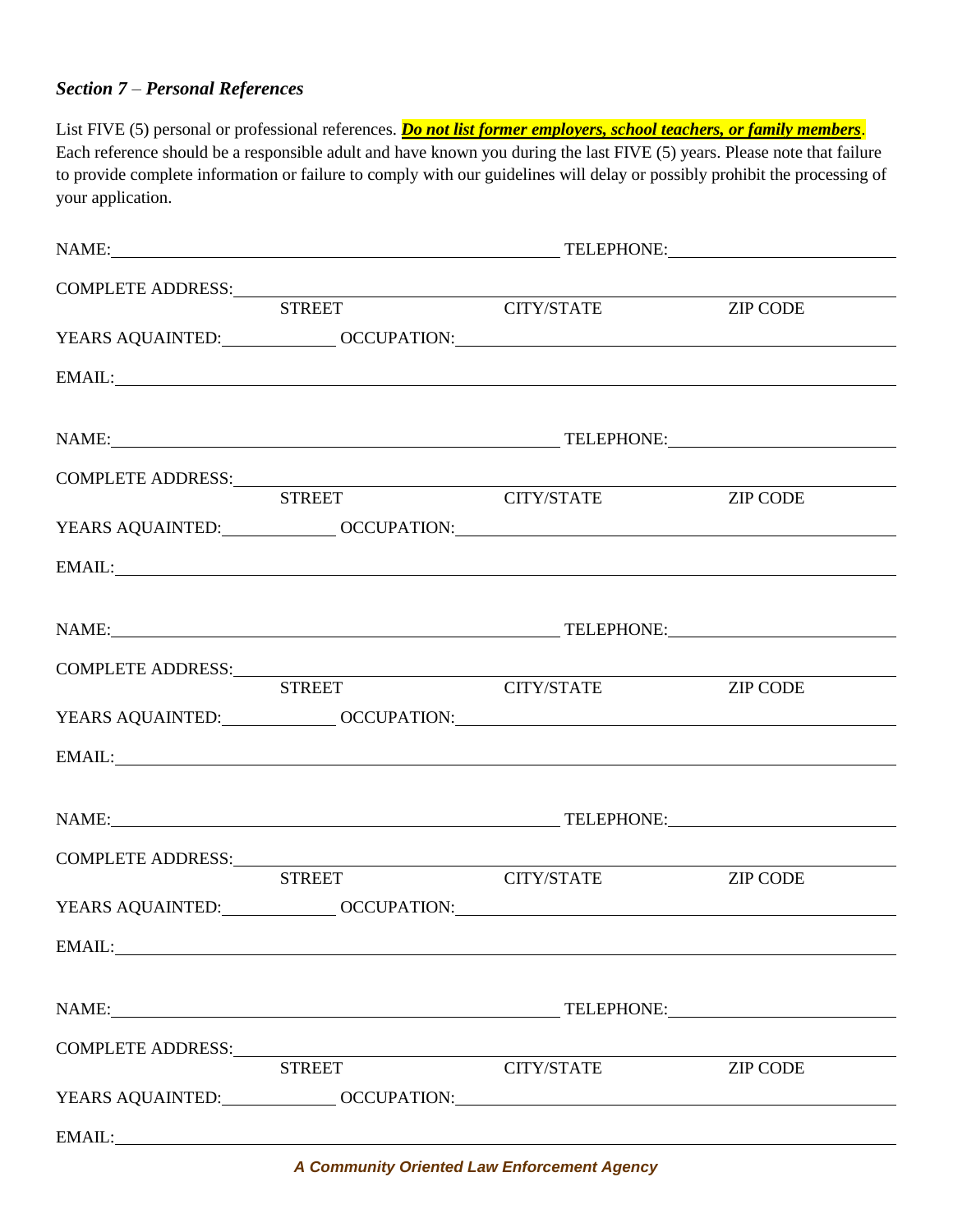### *Section 7 – Personal References*

List FIVE (5) personal or professional references. ***Do not list former employers, school teachers, or family members***. Each reference should be a responsible adult and have known you during the last FIVE (5) years. Please note that failure to provide complete information or failure to comply with our guidelines will delay or possibly prohibit the processing of your application.

NAME:\_\_\_\_\_\_\_\_\_\_\_\_\_\_\_\_\_\_\_\_\_\_\_\_\_\_\_\_\_\_\_\_\_\_\_\_\_\_\_\_ TELEPHONE:\_\_\_\_\_\_\_\_\_\_\_\_\_\_\_\_\_\_\_\_

COMPLETE ADDRESS:\_\_\_\_\_\_\_\_\_\_\_\_\_\_\_\_\_\_\_\_\_\_\_\_\_\_\_\_\_\_\_\_\_\_\_\_\_\_\_\_\_\_\_\_\_\_\_\_\_\_\_\_\_\_
STREET CITY/STATE ZIP CODE

YEARS AQUAINTED:\_\_\_\_\_\_\_\_\_\_ OCCUPATION:\_\_\_\_\_\_\_\_\_\_\_\_\_\_\_\_\_\_\_\_\_\_\_\_\_\_\_\_\_\_\_\_\_\_\_\_\_\_\_\_

EMAIL:\_\_\_\_\_\_\_\_\_\_\_\_\_\_\_\_\_\_\_\_\_\_\_\_\_\_\_\_\_\_\_\_\_\_\_\_\_\_\_\_\_\_\_\_\_\_\_\_\_\_\_\_\_\_\_\_\_\_\_\_\_\_\_\_\_\_\_\_\_\_

NAME:\_\_\_\_\_\_\_\_\_\_\_\_\_\_\_\_\_\_\_\_\_\_\_\_\_\_\_\_\_\_\_\_\_\_\_\_\_\_\_\_ TELEPHONE:\_\_\_\_\_\_\_\_\_\_\_\_\_\_\_\_\_\_\_\_

COMPLETE ADDRESS:\_\_\_\_\_\_\_\_\_\_\_\_\_\_\_\_\_\_\_\_\_\_\_\_\_\_\_\_\_\_\_\_\_\_\_\_\_\_\_\_\_\_\_\_\_\_\_\_\_\_\_\_\_\_
STREET CITY/STATE ZIP CODE

YEARS AQUAINTED:\_\_\_\_\_\_\_\_\_\_ OCCUPATION:\_\_\_\_\_\_\_\_\_\_\_\_\_\_\_\_\_\_\_\_\_\_\_\_\_\_\_\_\_\_\_\_\_\_\_\_\_\_\_\_

EMAIL:\_\_\_\_\_\_\_\_\_\_\_\_\_\_\_\_\_\_\_\_\_\_\_\_\_\_\_\_\_\_\_\_\_\_\_\_\_\_\_\_\_\_\_\_\_\_\_\_\_\_\_\_\_\_\_\_\_\_\_\_\_\_\_\_\_\_\_\_\_\_

NAME:\_\_\_\_\_\_\_\_\_\_\_\_\_\_\_\_\_\_\_\_\_\_\_\_\_\_\_\_\_\_\_\_\_\_\_\_\_\_\_\_ TELEPHONE:\_\_\_\_\_\_\_\_\_\_\_\_\_\_\_\_\_\_\_\_

COMPLETE ADDRESS:\_\_\_\_\_\_\_\_\_\_\_\_\_\_\_\_\_\_\_\_\_\_\_\_\_\_\_\_\_\_\_\_\_\_\_\_\_\_\_\_\_\_\_\_\_\_\_\_\_\_\_\_\_\_
STREET CITY/STATE ZIP CODE

YEARS AQUAINTED:\_\_\_\_\_\_\_\_\_\_ OCCUPATION:\_\_\_\_\_\_\_\_\_\_\_\_\_\_\_\_\_\_\_\_\_\_\_\_\_\_\_\_\_\_\_\_\_\_\_\_\_\_\_\_

EMAIL:\_\_\_\_\_\_\_\_\_\_\_\_\_\_\_\_\_\_\_\_\_\_\_\_\_\_\_\_\_\_\_\_\_\_\_\_\_\_\_\_\_\_\_\_\_\_\_\_\_\_\_\_\_\_\_\_\_\_\_\_\_\_\_\_\_\_\_\_\_\_

NAME:\_\_\_\_\_\_\_\_\_\_\_\_\_\_\_\_\_\_\_\_\_\_\_\_\_\_\_\_\_\_\_\_\_\_\_\_\_\_\_\_ TELEPHONE:\_\_\_\_\_\_\_\_\_\_\_\_\_\_\_\_\_\_\_\_

COMPLETE ADDRESS:\_\_\_\_\_\_\_\_\_\_\_\_\_\_\_\_\_\_\_\_\_\_\_\_\_\_\_\_\_\_\_\_\_\_\_\_\_\_\_\_\_\_\_\_\_\_\_\_\_\_\_\_\_\_
STREET CITY/STATE ZIP CODE

YEARS AQUAINTED:\_\_\_\_\_\_\_\_\_\_ OCCUPATION:\_\_\_\_\_\_\_\_\_\_\_\_\_\_\_\_\_\_\_\_\_\_\_\_\_\_\_\_\_\_\_\_\_\_\_\_\_\_\_\_

EMAIL:\_\_\_\_\_\_\_\_\_\_\_\_\_\_\_\_\_\_\_\_\_\_\_\_\_\_\_\_\_\_\_\_\_\_\_\_\_\_\_\_\_\_\_\_\_\_\_\_\_\_\_\_\_\_\_\_\_\_\_\_\_\_\_\_\_\_\_\_\_\_

NAME:\_\_\_\_\_\_\_\_\_\_\_\_\_\_\_\_\_\_\_\_\_\_\_\_\_\_\_\_\_\_\_\_\_\_\_\_\_\_\_\_ TELEPHONE:\_\_\_\_\_\_\_\_\_\_\_\_\_\_\_\_\_\_\_\_

COMPLETE ADDRESS:\_\_\_\_\_\_\_\_\_\_\_\_\_\_\_\_\_\_\_\_\_\_\_\_\_\_\_\_\_\_\_\_\_\_\_\_\_\_\_\_\_\_\_\_\_\_\_\_\_\_\_\_\_\_
STREET CITY/STATE ZIP CODE

YEARS AQUAINTED:\_\_\_\_\_\_\_\_\_\_ OCCUPATION:\_\_\_\_\_\_\_\_\_\_\_\_\_\_\_\_\_\_\_\_\_\_\_\_\_\_\_\_\_\_\_\_\_\_\_\_\_\_\_\_

EMAIL:\_\_\_\_\_\_\_\_\_\_\_\_\_\_\_\_\_\_\_\_\_\_\_\_\_\_\_\_\_\_\_\_\_\_\_\_\_\_\_\_\_\_\_\_\_\_\_\_\_\_\_\_\_\_\_\_\_\_\_\_\_\_\_\_\_\_\_\_\_\_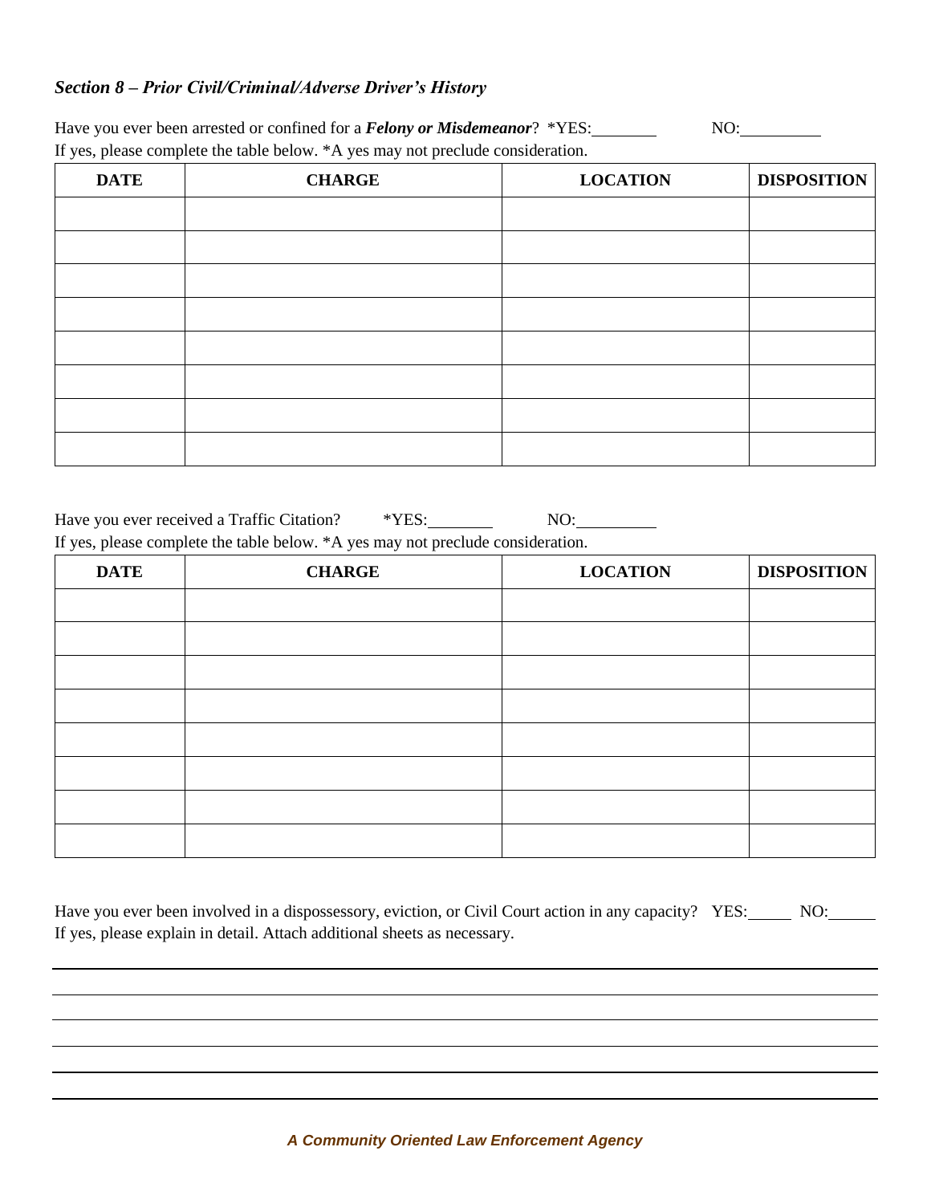### *Section 8 – Prior Civil/Criminal/Adverse Driver's History*

Have you ever been arrested or confined for a ***Felony or Misdemeanor***? *YES:________ NO:__________

If yes, please complete the table below. *A yes may not preclude consideration.

| DATE | CHARGE | LOCATION | DISPOSITION |
|---|---|---|---|
| | | | |
| | | | |
| | | | |
| | | | |
| | | | |
| | | | |
| | | | |
| | | | |

Have you ever received a Traffic Citation? *YES:________ NO:__________

If yes, please complete the table below. *A yes may not preclude consideration.

| DATE | CHARGE | LOCATION | DISPOSITION |
|---|---|---|---|
| | | | |
| | | | |
| | | | |
| | | | |
| | | | |
| | | | |
| | | | |
| | | | |

Have you ever been involved in a dispossessory, eviction, or Civil Court action in any capacity? YES:______ NO:______

If yes, please explain in detail. Attach additional sheets as necessary.

______________________________________________________________________________

______________________________________________________________________________

______________________________________________________________________________

______________________________________________________________________________

______________________________________________________________________________

______________________________________________________________________________

*A Community Oriented Law Enforcement Agency*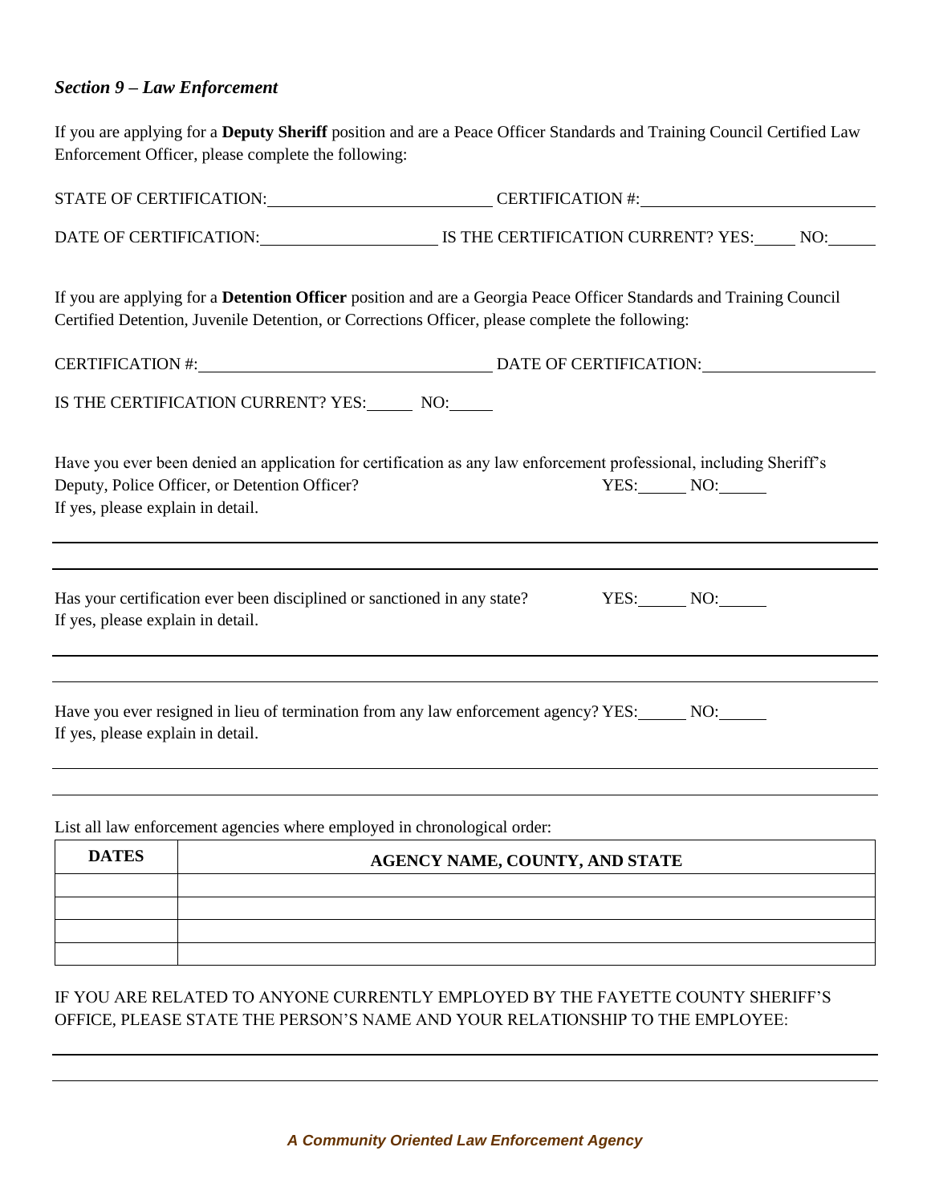### *Section 9 – Law Enforcement*

If you are applying for a **Deputy Sheriff** position and are a Peace Officer Standards and Training Council Certified Law Enforcement Officer, please complete the following:

STATE OF CERTIFICATION:\_\_\_\_\_\_\_\_\_\_\_\_\_\_\_\_\_\_\_\_\_\_\_\_\_\_ CERTIFICATION #:\_\_\_\_\_\_\_\_\_\_\_\_\_\_\_\_\_\_\_\_\_\_\_\_\_\_\_\_

DATE OF CERTIFICATION:\_\_\_\_\_\_\_\_\_\_\_\_\_\_\_\_\_\_\_\_\_ IS THE CERTIFICATION CURRENT? YES:\_\_\_\_\_ NO:\_\_\_\_\_\_

If you are applying for a **Detention Officer** position and are a Georgia Peace Officer Standards and Training Council Certified Detention, Juvenile Detention, or Corrections Officer, please complete the following:

CERTIFICATION #:\_\_\_\_\_\_\_\_\_\_\_\_\_\_\_\_\_\_\_\_\_\_\_\_\_\_\_\_\_\_\_\_\_\_\_\_ DATE OF CERTIFICATION:\_\_\_\_\_\_\_\_\_\_\_\_\_\_\_\_\_\_\_\_\_

IS THE CERTIFICATION CURRENT? YES:\_\_\_\_\_\_ NO:\_\_\_\_\_\_

Have you ever been denied an application for certification as any law enforcement professional, including Sheriff's Deputy, Police Officer, or Detention Officer? YES:\_\_\_\_\_\_ NO:\_\_\_\_\_\_
If yes, please explain in detail.

\_\_\_\_\_\_\_\_\_\_\_\_\_\_\_\_\_\_\_\_\_\_\_\_\_\_\_\_\_\_\_\_\_\_\_\_\_\_\_\_\_\_\_\_\_\_\_\_\_\_\_\_\_\_\_\_\_\_\_\_\_\_\_\_\_\_\_\_\_\_\_\_\_\_\_\_\_\_\_\_\_\_\_\_\_\_\_\_\_\_\_\_

\_\_\_\_\_\_\_\_\_\_\_\_\_\_\_\_\_\_\_\_\_\_\_\_\_\_\_\_\_\_\_\_\_\_\_\_\_\_\_\_\_\_\_\_\_\_\_\_\_\_\_\_\_\_\_\_\_\_\_\_\_\_\_\_\_\_\_\_\_\_\_\_\_\_\_\_\_\_\_\_\_\_\_\_\_\_\_\_\_\_\_\_

Has your certification ever been disciplined or sanctioned in any state? YES:\_\_\_\_\_\_ NO:\_\_\_\_\_\_
If yes, please explain in detail.

\_\_\_\_\_\_\_\_\_\_\_\_\_\_\_\_\_\_\_\_\_\_\_\_\_\_\_\_\_\_\_\_\_\_\_\_\_\_\_\_\_\_\_\_\_\_\_\_\_\_\_\_\_\_\_\_\_\_\_\_\_\_\_\_\_\_\_\_\_\_\_\_\_\_\_\_\_\_\_\_\_\_\_\_\_\_\_\_\_\_\_\_

\_\_\_\_\_\_\_\_\_\_\_\_\_\_\_\_\_\_\_\_\_\_\_\_\_\_\_\_\_\_\_\_\_\_\_\_\_\_\_\_\_\_\_\_\_\_\_\_\_\_\_\_\_\_\_\_\_\_\_\_\_\_\_\_\_\_\_\_\_\_\_\_\_\_\_\_\_\_\_\_\_\_\_\_\_\_\_\_\_\_\_\_

Have you ever resigned in lieu of termination from any law enforcement agency? YES:\_\_\_\_\_\_ NO:\_\_\_\_\_\_
If yes, please explain in detail.

\_\_\_\_\_\_\_\_\_\_\_\_\_\_\_\_\_\_\_\_\_\_\_\_\_\_\_\_\_\_\_\_\_\_\_\_\_\_\_\_\_\_\_\_\_\_\_\_\_\_\_\_\_\_\_\_\_\_\_\_\_\_\_\_\_\_\_\_\_\_\_\_\_\_\_\_\_\_\_\_\_\_\_\_\_\_\_\_\_\_\_\_

\_\_\_\_\_\_\_\_\_\_\_\_\_\_\_\_\_\_\_\_\_\_\_\_\_\_\_\_\_\_\_\_\_\_\_\_\_\_\_\_\_\_\_\_\_\_\_\_\_\_\_\_\_\_\_\_\_\_\_\_\_\_\_\_\_\_\_\_\_\_\_\_\_\_\_\_\_\_\_\_\_\_\_\_\_\_\_\_\_\_\_\_

List all law enforcement agencies where employed in chronological order:

| DATES | AGENCY NAME, COUNTY, AND STATE |
|---|---|
| | |
| | |
| | |
| | |

IF YOU ARE RELATED TO ANYONE CURRENTLY EMPLOYED BY THE FAYETTE COUNTY SHERIFF'S OFFICE, PLEASE STATE THE PERSON'S NAME AND YOUR RELATIONSHIP TO THE EMPLOYEE:

\_\_\_\_\_\_\_\_\_\_\_\_\_\_\_\_\_\_\_\_\_\_\_\_\_\_\_\_\_\_\_\_\_\_\_\_\_\_\_\_\_\_\_\_\_\_\_\_\_\_\_\_\_\_\_\_\_\_\_\_\_\_\_\_\_\_\_\_\_\_\_\_\_\_\_\_\_\_\_\_\_\_\_\_\_\_\_\_\_\_\_\_

\_\_\_\_\_\_\_\_\_\_\_\_\_\_\_\_\_\_\_\_\_\_\_\_\_\_\_\_\_\_\_\_\_\_\_\_\_\_\_\_\_\_\_\_\_\_\_\_\_\_\_\_\_\_\_\_\_\_\_\_\_\_\_\_\_\_\_\_\_\_\_\_\_\_\_\_\_\_\_\_\_\_\_\_\_\_\_\_\_\_\_\_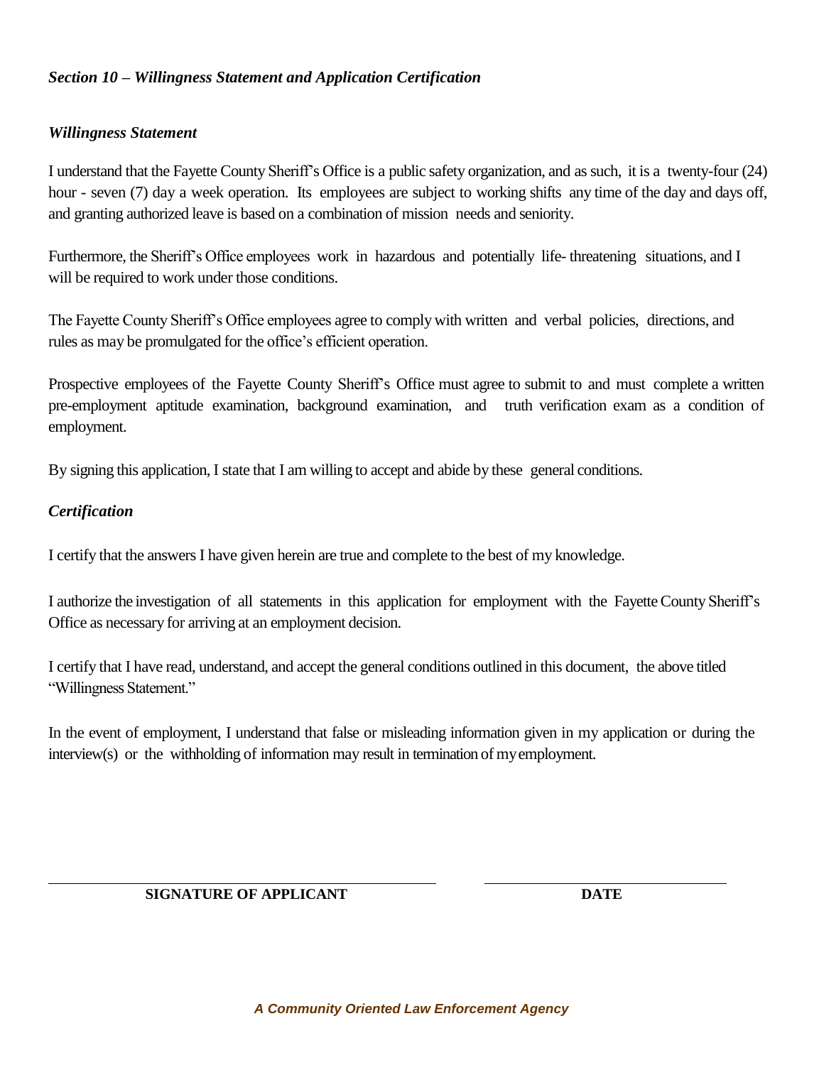### *Section 10 – Willingness Statement and Application Certification*

#### *Willingness Statement*

I understand that the Fayette County Sheriff's Office is a public safety organization, and as such, it is a twenty-four (24) hour - seven (7) day a week operation. Its employees are subject to working shifts any time of the day and days off, and granting authorized leave is based on a combination of mission needs and seniority.

Furthermore, the Sheriff's Office employees work in hazardous and potentially life- threatening situations, and I will be required to work under those conditions.

The Fayette County Sheriff's Office employees agree to comply with written and verbal policies, directions, and rules as may be promulgated for the office's efficient operation.

Prospective employees of the Fayette County Sheriff's Office must agree to submit to and must complete a written pre-employment aptitude examination, background examination, and truth verification exam as a condition of employment.

By signing this application, I state that I am willing to accept and abide by these general conditions.

#### *Certification*

I certify that the answers I have given herein are true and complete to the best of my knowledge.

I authorize the investigation of all statements in this application for employment with the Fayette County Sheriff's Office as necessary for arriving at an employment decision.

I certify that I have read, understand, and accept the general conditions outlined in this document, the above titled "Willingness Statement."

In the event of employment, I understand that false or misleading information given in my application or during the interview(s) or the withholding of information may result in termination of my employment.

\_\_\_\_\_\_\_\_\_\_\_\_\_\_\_\_\_\_\_\_\_\_\_\_\_\_\_\_\_\_\_\_\_\_\_\_\_\_\_\_ &nbsp;&nbsp;&nbsp;&nbsp; \_\_\_\_\_\_\_\_\_\_\_\_\_\_\_\_\_\_\_\_\_\_\_\_\_\_

**SIGNATURE OF APPLICANT** &nbsp;&nbsp;&nbsp;&nbsp;&nbsp;&nbsp;&nbsp;&nbsp;&nbsp;&nbsp;&nbsp;&nbsp;&nbsp;&nbsp;&nbsp;&nbsp;&nbsp;&nbsp;&nbsp;&nbsp; **DATE**

***A Community Oriented Law Enforcement Agency***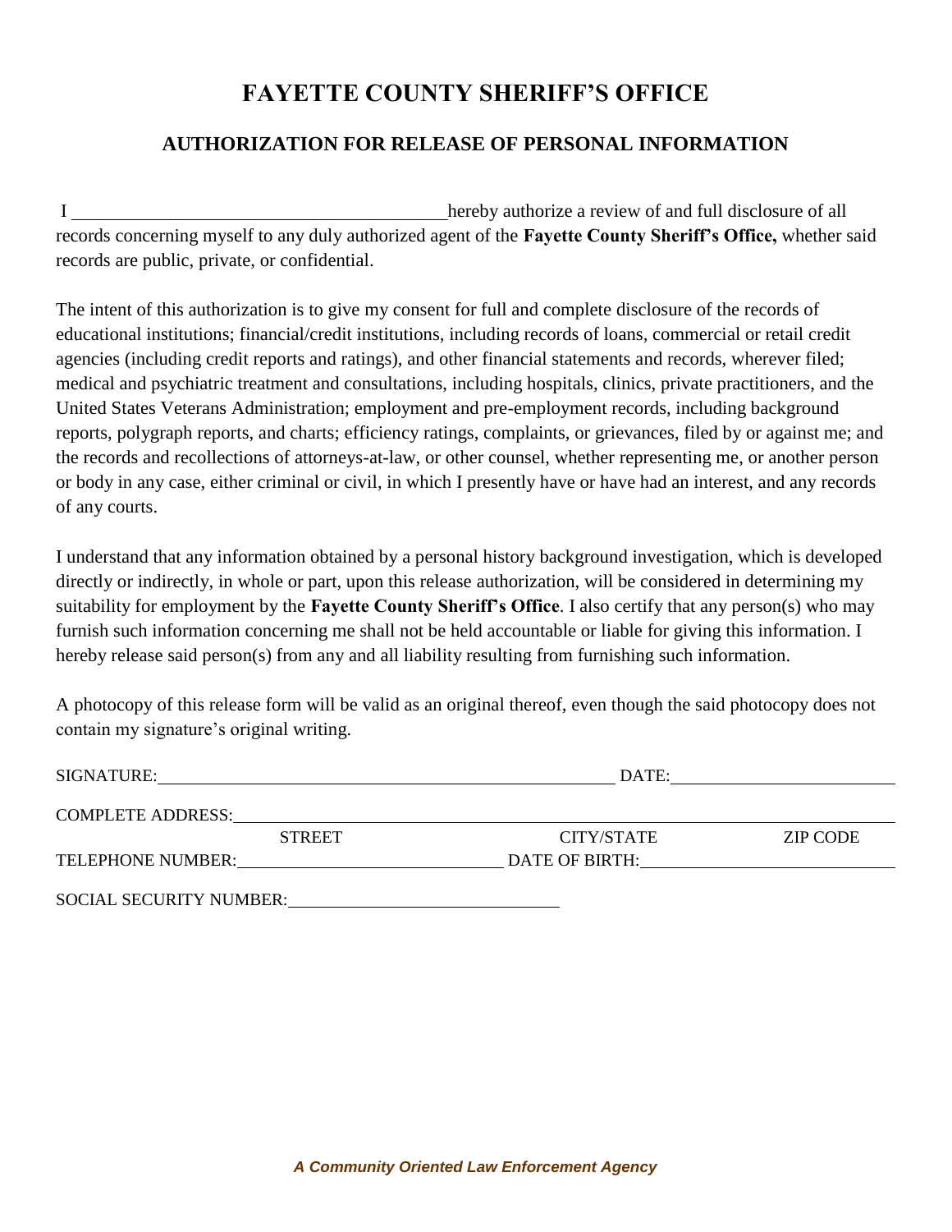# FAYETTE COUNTY SHERIFF'S OFFICE

## AUTHORIZATION FOR RELEASE OF PERSONAL INFORMATION

I ________________________________________ hereby authorize a review of and full disclosure of all records concerning myself to any duly authorized agent of the **Fayette County Sheriff's Office,** whether said records are public, private, or confidential.

The intent of this authorization is to give my consent for full and complete disclosure of the records of educational institutions; financial/credit institutions, including records of loans, commercial or retail credit agencies (including credit reports and ratings), and other financial statements and records, wherever filed; medical and psychiatric treatment and consultations, including hospitals, clinics, private practitioners, and the United States Veterans Administration; employment and pre-employment records, including background reports, polygraph reports, and charts; efficiency ratings, complaints, or grievances, filed by or against me; and the records and recollections of attorneys-at-law, or other counsel, whether representing me, or another person or body in any case, either criminal or civil, in which I presently have or have had an interest, and any records of any courts.

I understand that any information obtained by a personal history background investigation, which is developed directly or indirectly, in whole or part, upon this release authorization, will be considered in determining my suitability for employment by the **Fayette County Sheriff's Office**. I also certify that any person(s) who may furnish such information concerning me shall not be held accountable or liable for giving this information. I hereby release said person(s) from any and all liability resulting from furnishing such information.

A photocopy of this release form will be valid as an original thereof, even though the said photocopy does not contain my signature's original writing.

SIGNATURE: ________________________________________ DATE: ____________________

COMPLETE ADDRESS: ____________________________________________________________
STREET                                   CITY/STATE                                   ZIP CODE

TELEPHONE NUMBER: ______________________ DATE OF BIRTH: ______________________

SOCIAL SECURITY NUMBER: ______________________

*A Community Oriented Law Enforcement Agency*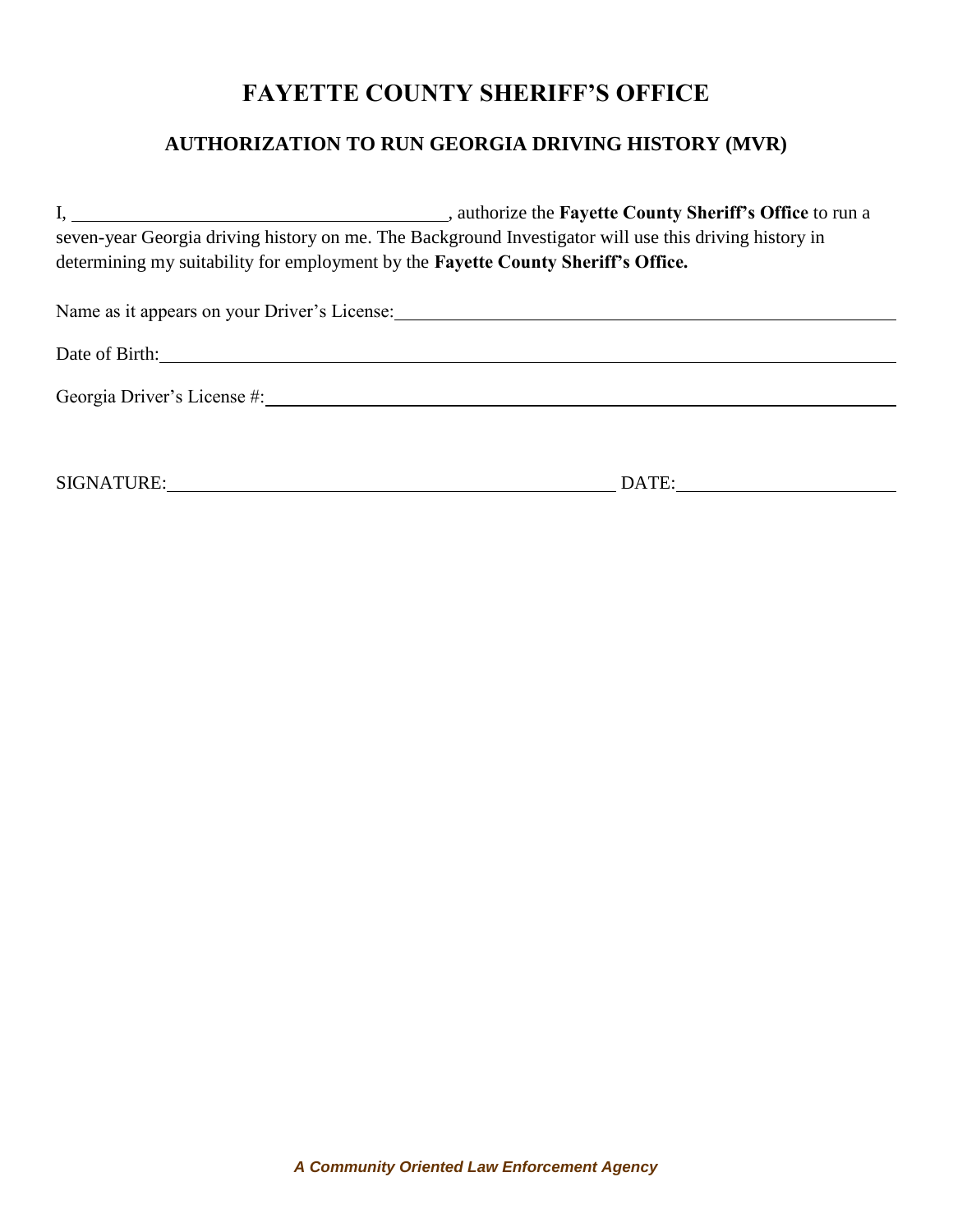# FAYETTE COUNTY SHERIFF'S OFFICE

## AUTHORIZATION TO RUN GEORGIA DRIVING HISTORY (MVR)

I, ______________________________, authorize the **Fayette County Sheriff's Office** to run a seven-year Georgia driving history on me. The Background Investigator will use this driving history in determining my suitability for employment by the **Fayette County Sheriff's Office.**

Name as it appears on your Driver's License: ______________________________

Date of Birth: ______________________________

Georgia Driver's License #: ______________________________

SIGNATURE: ______________________________ DATE: ______________________________

***A Community Oriented Law Enforcement Agency***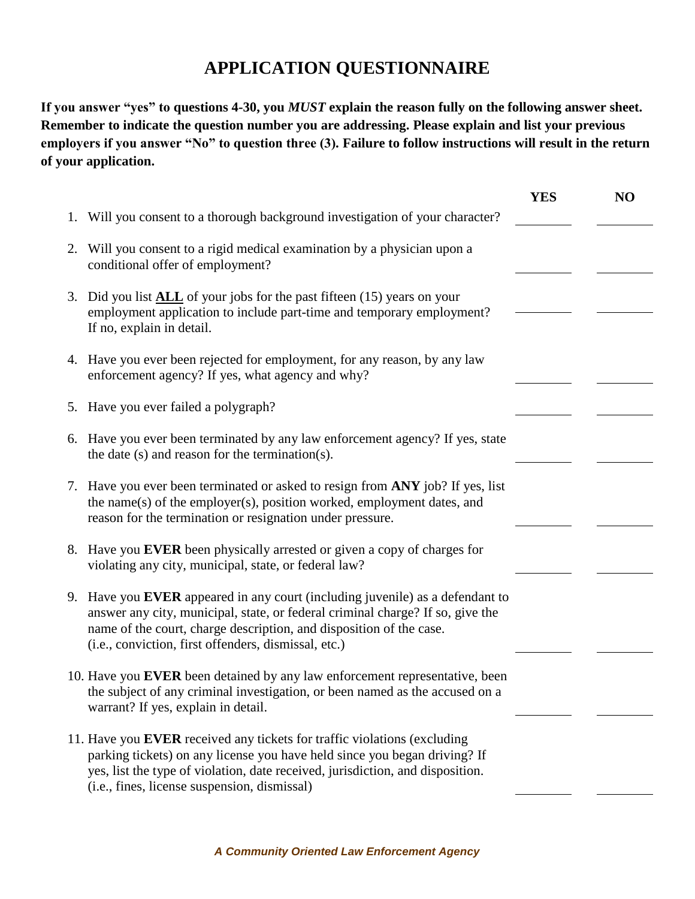# APPLICATION QUESTIONNAIRE

**If you answer "yes" to questions 4-30, you *MUST* explain the reason fully on the following answer sheet. Remember to indicate the question number you are addressing. Please explain and list your previous employers if you answer "No" to question three (3). Failure to follow instructions will result in the return of your application.**

| | Question | YES | NO |
|---|---|---|---|
| 1. | Will you consent to a thorough background investigation of your character? | ______ | ______ |
| 2. | Will you consent to a rigid medical examination by a physician upon a conditional offer of employment? | ______ | ______ |
| 3. | Did you list **ALL** of your jobs for the past fifteen (15) years on your employment application to include part-time and temporary employment? If no, explain in detail. | ______ | ______ |
| 4. | Have you ever been rejected for employment, for any reason, by any law enforcement agency? If yes, what agency and why? | ______ | ______ |
| 5. | Have you ever failed a polygraph? | ______ | ______ |
| 6. | Have you ever been terminated by any law enforcement agency? If yes, state the date (s) and reason for the termination(s). | ______ | ______ |
| 7. | Have you ever been terminated or asked to resign from **ANY** job? If yes, list the name(s) of the employer(s), position worked, employment dates, and reason for the termination or resignation under pressure. | ______ | ______ |
| 8. | Have you **EVER** been physically arrested or given a copy of charges for violating any city, municipal, state, or federal law? | ______ | ______ |
| 9. | Have you **EVER** appeared in any court (including juvenile) as a defendant to answer any city, municipal, state, or federal criminal charge? If so, give the name of the court, charge description, and disposition of the case. (i.e., conviction, first offenders, dismissal, etc.) | ______ | ______ |
| 10. | Have you **EVER** been detained by any law enforcement representative, been the subject of any criminal investigation, or been named as the accused on a warrant? If yes, explain in detail. | ______ | ______ |
| 11. | Have you **EVER** received any tickets for traffic violations (excluding parking tickets) on any license you have held since you began driving? If yes, list the type of violation, date received, jurisdiction, and disposition. (i.e., fines, license suspension, dismissal) | ______ | ______ |

***A Community Oriented Law Enforcement Agency***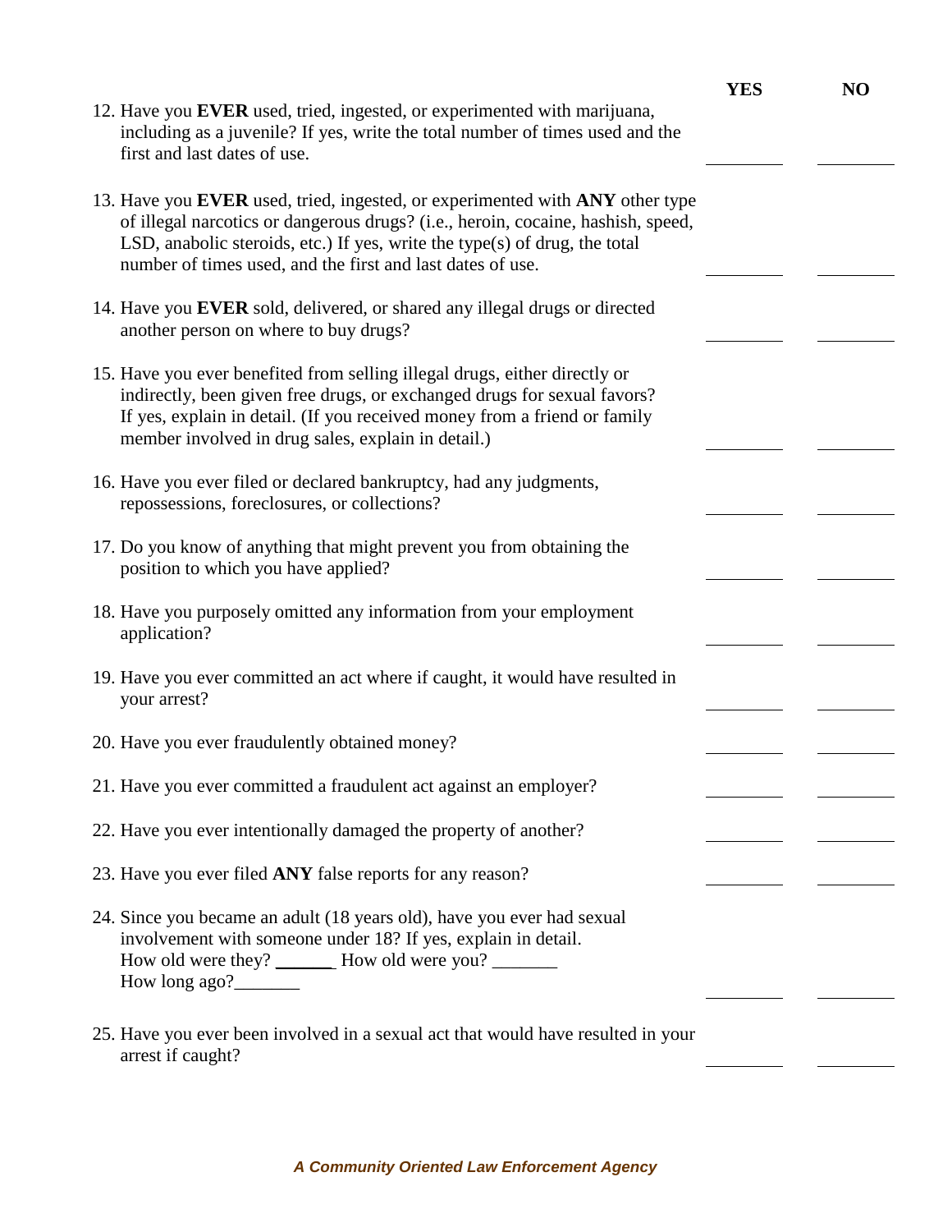| | YES | NO |
|---|---|---|
| 12. Have you **EVER** used, tried, ingested, or experimented with marijuana, including as a juvenile? If yes, write the total number of times used and the first and last dates of use. | _______ | _______ |
| 13. Have you **EVER** used, tried, ingested, or experimented with **ANY** other type of illegal narcotics or dangerous drugs? (i.e., heroin, cocaine, hashish, speed, LSD, anabolic steroids, etc.) If yes, write the type(s) of drug, the total number of times used, and the first and last dates of use. | _______ | _______ |
| 14. Have you **EVER** sold, delivered, or shared any illegal drugs or directed another person on where to buy drugs? | _______ | _______ |
| 15. Have you ever benefited from selling illegal drugs, either directly or indirectly, been given free drugs, or exchanged drugs for sexual favors? If yes, explain in detail. (If you received money from a friend or family member involved in drug sales, explain in detail.) | _______ | _______ |
| 16. Have you ever filed or declared bankruptcy, had any judgments, repossessions, foreclosures, or collections? | _______ | _______ |
| 17. Do you know of anything that might prevent you from obtaining the position to which you have applied? | _______ | _______ |
| 18. Have you purposely omitted any information from your employment application? | _______ | _______ |
| 19. Have you ever committed an act where if caught, it would have resulted in your arrest? | _______ | _______ |
| 20. Have you ever fraudulently obtained money? | _______ | _______ |
| 21. Have you ever committed a fraudulent act against an employer? | _______ | _______ |
| 22. Have you ever intentionally damaged the property of another? | _______ | _______ |
| 23. Have you ever filed **ANY** false reports for any reason? | _______ | _______ |
| 24. Since you became an adult (18 years old), have you ever had sexual involvement with someone under 18? If yes, explain in detail. How old were they? _______ How old were you? _______ How long ago?_______ | _______ | _______ |
| 25. Have you ever been involved in a sexual act that would have resulted in your arrest if caught? | _______ | _______ |

***A Community Oriented Law Enforcement Agency***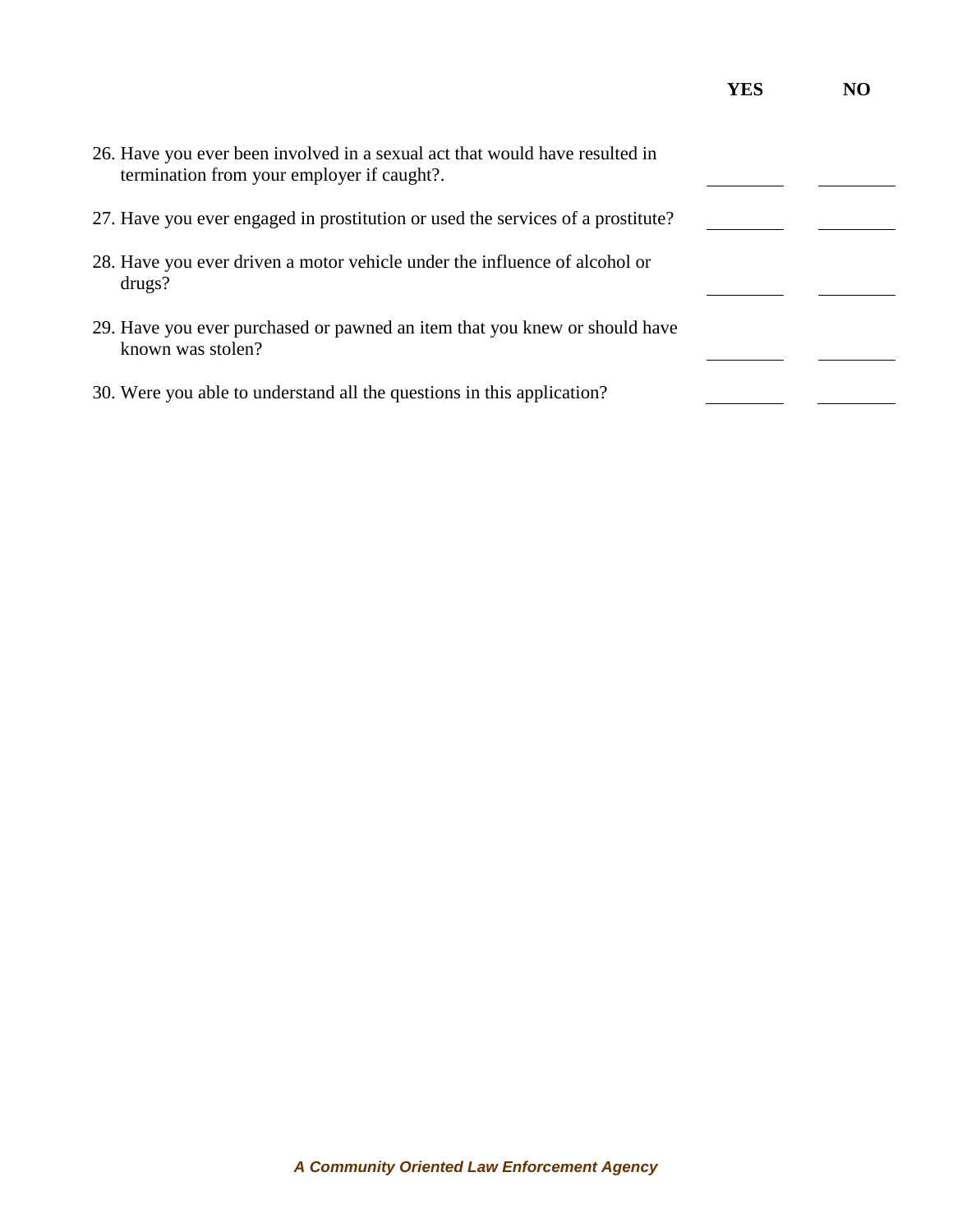| | YES | NO |
|---|---|---|
| 26. Have you ever been involved in a sexual act that would have resulted in termination from your employer if caught?. | ________ | ________ |
| 27. Have you ever engaged in prostitution or used the services of a prostitute? | ________ | ________ |
| 28. Have you ever driven a motor vehicle under the influence of alcohol or drugs? | ________ | ________ |
| 29. Have you ever purchased or pawned an item that you knew or should have known was stolen? | ________ | ________ |
| 30. Were you able to understand all the questions in this application? | ________ | ________ |

***A Community Oriented Law Enforcement Agency***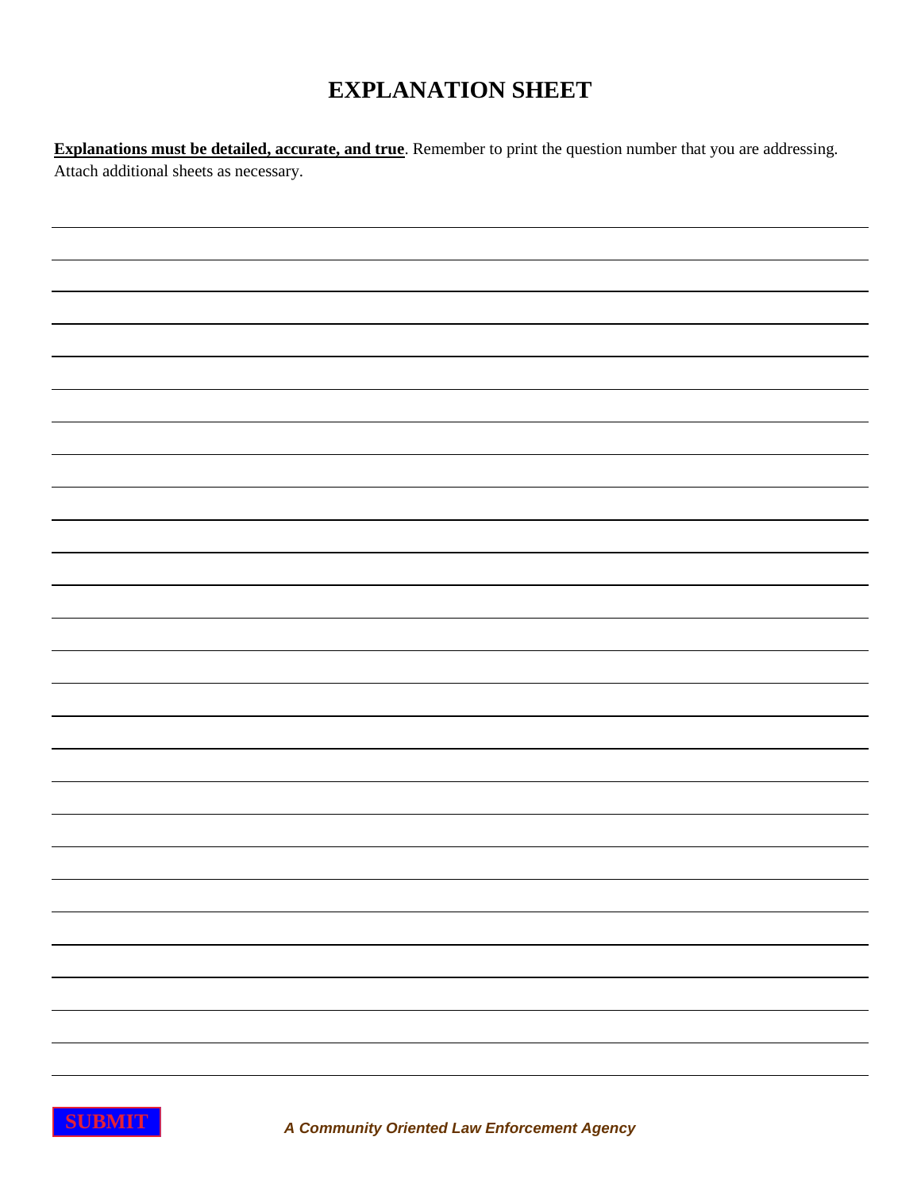# EXPLANATION SHEET

**<u>Explanations must be detailed, accurate, and true</u>**. Remember to print the question number that you are addressing. Attach additional sheets as necessary.

SUBMIT

*A Community Oriented Law Enforcement Agency*